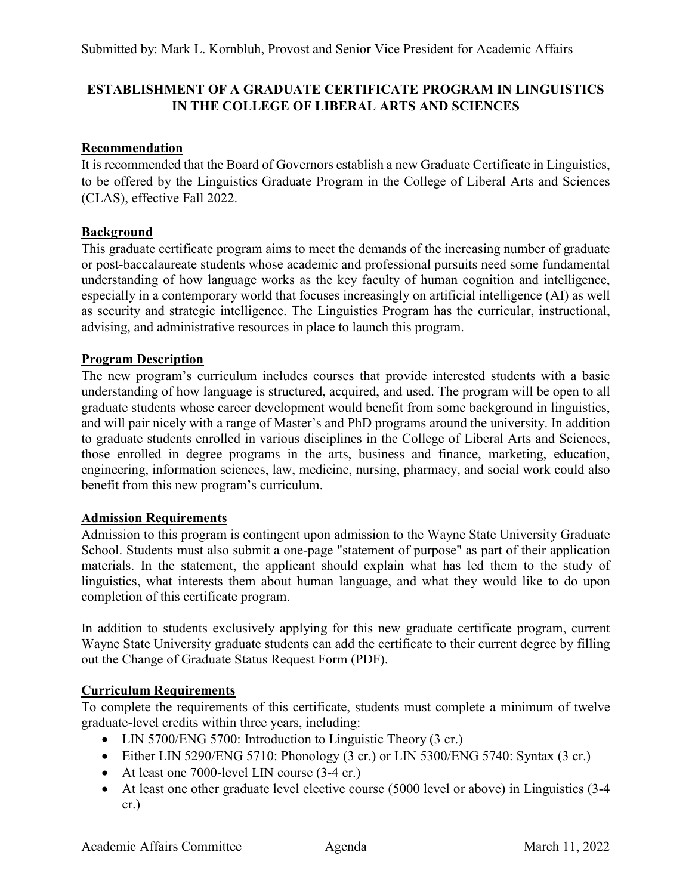Submitted by: Mark L. Kornbluh, Provost and Senior Vice President for Academic Affairs

# ESTABLISHMENT OF A GRADUATE CERTIFICATE PROGRAM IN LINGUISTICS IN THE COLLEGE OF LIBERAL ARTS AND SCIENCES

## Recommendation

It is recommended that the Board of Governors establish a new Graduate Certificate in Linguistics, to be offered by the Linguistics Graduate Program in the College of Liberal Arts and Sciences (CLAS), effective Fall 2022.

## Background

This graduate certificate program aims to meet the demands of the increasing number of graduate or post-baccalaureate students whose academic and professional pursuits need some fundamental understanding of how language works as the key faculty of human cognition and intelligence, especially in a contemporary world that focuses increasingly on artificial intelligence (AI) as well as security and strategic intelligence. The Linguistics Program has the curricular, instructional, advising, and administrative resources in place to launch this program.

## Program Description

The new program's curriculum includes courses that provide interested students with a basic understanding of how language is structured, acquired, and used. The program will be open to all graduate students whose career development would benefit from some background in linguistics, and will pair nicely with a range of Master's and PhD programs around the university. In addition to graduate students enrolled in various disciplines in the College of Liberal Arts and Sciences, those enrolled in degree programs in the arts, business and finance, marketing, education, engineering, information sciences, law, medicine, nursing, pharmacy, and social work could also benefit from this new program's curriculum.

## Admission Requirements

Admission to this program is contingent upon admission to the Wayne State University Graduate School. Students must also submit a one-page "statement of purpose" as part of their application materials. In the statement, the applicant should explain what has led them to the study of linguistics, what interests them about human language, and what they would like to do upon completion of this certificate program.

In addition to students exclusively applying for this new graduate certificate program, current Wayne State University graduate students can add the certificate to their current degree by filling out the Change of Graduate Status Request Form (PDF).

## Curriculum Requirements

To complete the requirements of this certificate, students must complete a minimum of twelve graduate-level credits within three years, including:

- LIN 5700/ENG 5700: Introduction to Linguistic Theory (3 cr.)
- Either LIN 5290/ENG 5710: Phonology (3 cr.) or LIN 5300/ENG 5740: Syntax (3 cr.)
- At least one 7000-level LIN course (3-4 cr.)
- At least one other graduate level elective course (5000 level or above) in Linguistics (3-4 cr.)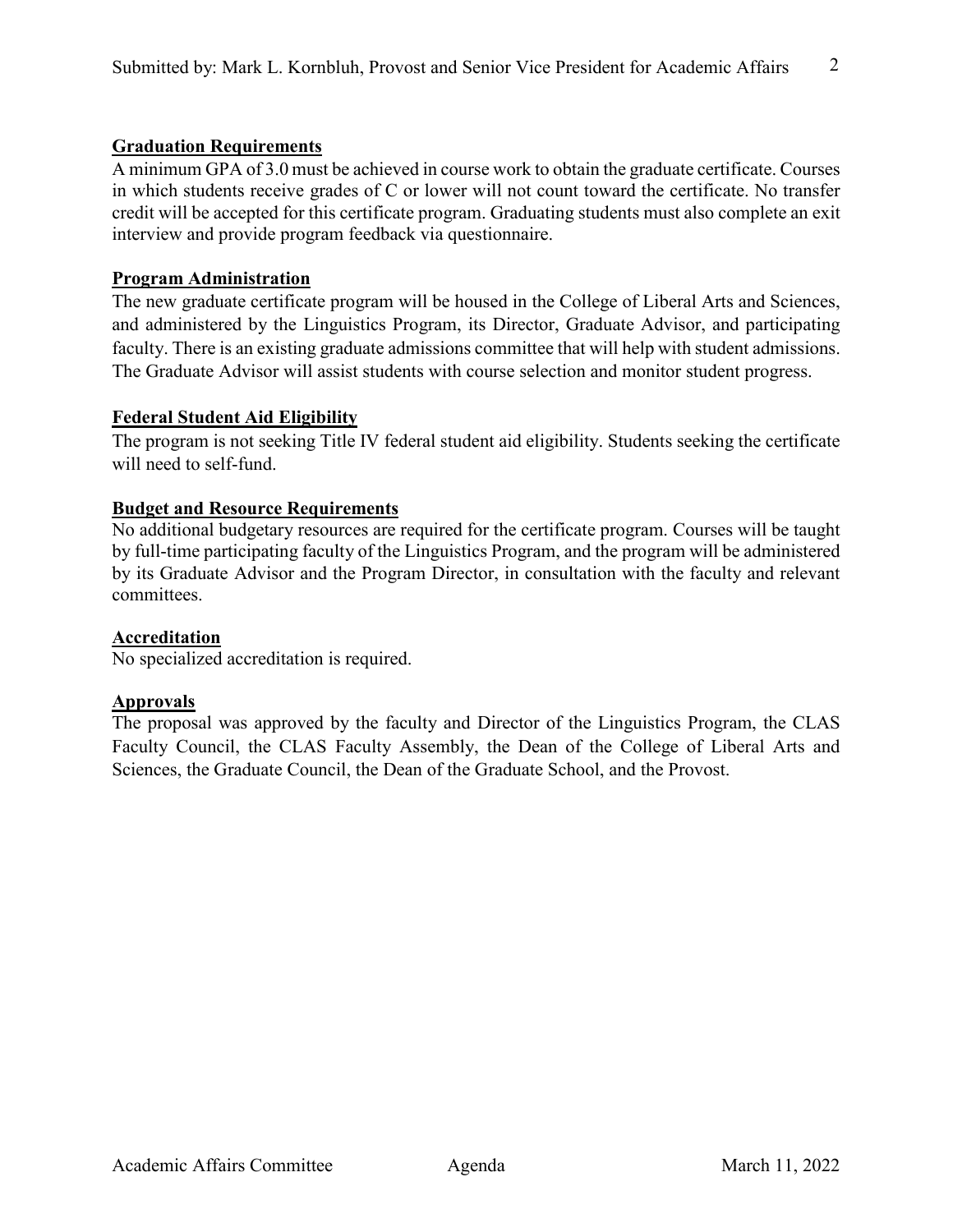## Graduation Requirements

A minimum GPA of 3.0 must be achieved in course work to obtain the graduate certificate. Courses in which students receive grades of C or lower will not count toward the certificate. No transfer credit will be accepted for this certificate program. Graduating students must also complete an exit interview and provide program feedback via questionnaire.

## Program Administration

The new graduate certificate program will be housed in the College of Liberal Arts and Sciences, and administered by the Linguistics Program, its Director, Graduate Advisor, and participating faculty. There is an existing graduate admissions committee that will help with student admissions. The Graduate Advisor will assist students with course selection and monitor student progress.

## Federal Student Aid Eligibility

The program is not seeking Title IV federal student aid eligibility. Students seeking the certificate will need to self-fund.

## Budget and Resource Requirements

No additional budgetary resources are required for the certificate program. Courses will be taught by full-time participating faculty of the Linguistics Program, and the program will be administered by its Graduate Advisor and the Program Director, in consultation with the faculty and relevant committees.

## Accreditation

No specialized accreditation is required.

## Approvals

The proposal was approved by the faculty and Director of the Linguistics Program, the CLAS Faculty Council, the CLAS Faculty Assembly, the Dean of the College of Liberal Arts and Sciences, the Graduate Council, the Dean of the Graduate School, and the Provost.